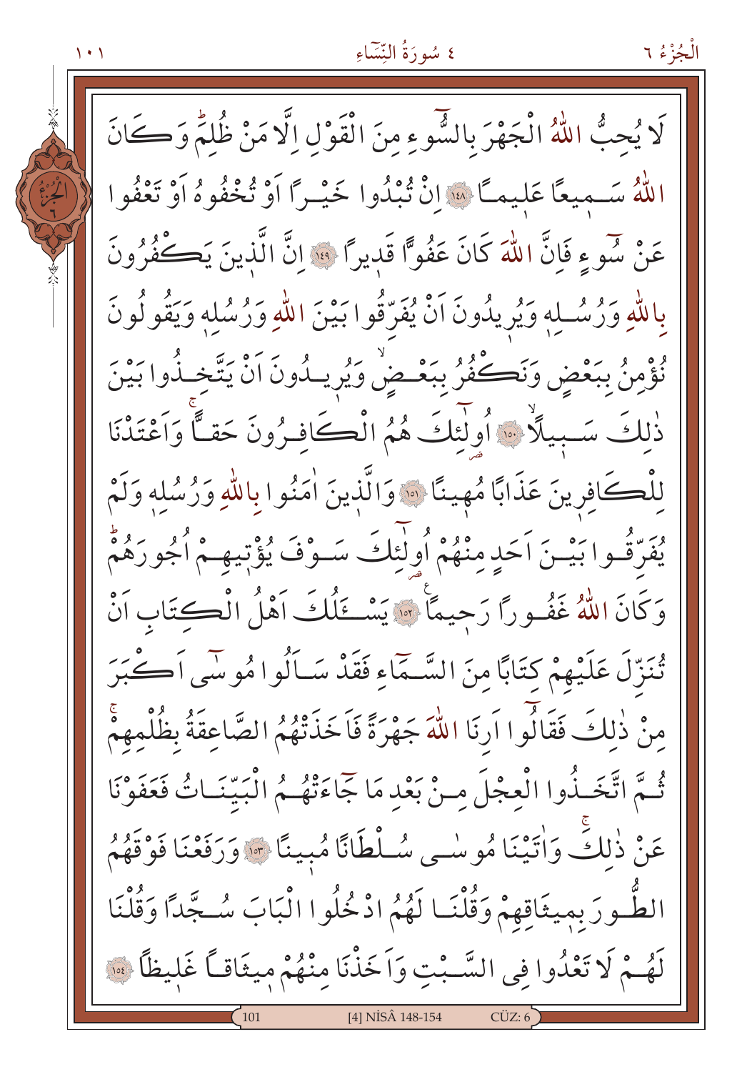لَا يُحِبُّ اللّٰهُ الْجَهْرَ بِالسُّٓوءِ مِنَ الْقَوْلِ اِلَّا مَنْ ظُلِمَۜ وَكَانَ اللّٰهُ سَم۪يعاً عَل۪يماً ﴿١٤٨﴾ اِنْ تُبْدُوا خَيْراً اَوْ تُخْفُوهُ اَوْ تَعْفُوا عَنْ سُٓوءٍ فَاِنَّ اللّٰهَ كَانَ عَفُوًّا قَد۪يراً ﴿١٤٩﴾ اِنَّ الَّذ۪ينَ يَكْفُرُونَ بِاللّٰهِ وَرُسُلِه۪ وَيُر۪يدُونَ اَنْ يُفَرِّقُوا بَيْنَ اللّٰهِ وَرُسُلِه۪ وَيَقُولُونَ نُؤْمِنُ بِبَعْضٍ وَنَكْفُرُ بِبَعْضٍۙ وَيُر۪يدُونَ اَنْ يَتَّخِذُوا بَيْنَ ذٰلِكَ سَب۪يلاًۙ ﴿١٥٠﴾ اُو۬لٰٓئِكَ هُمُ الْكَافِرُونَ حَقّاًۚ وَاَعْتَدْنَا لِلْكَافِر۪ينَ عَذَاباً مُه۪يناً ﴿١٥١﴾ وَالَّذ۪ينَ اٰمَنُوا بِاللّٰهِ وَرُسُلِه۪ وَلَمْ يُفَرِّقُوا بَيْنَ اَحَدٍ مِنْهُمْ اُو۬لٰٓئِكَ سَوْفَ يُؤْت۪يهِمْ اُجُورَهُمْۜ وَكَانَ اللّٰهُ غَفُوراً رَح۪يماً ﴿١٥٢﴾ يَسْـَٔلُكَ اَهْلُ الْكِتَابِ اَنْ تُنَزِّلَ عَلَيْهِمْ كِتَاباً مِنَ السَّمَٓاءِ فَقَدْ سَاَلُوا مُوسٰٓى اَكْبَرَ مِنْ ذٰلِكَ فَقَالُٓوا اَرِنَا اللّٰهَ جَهْرَةً فَاَخَذَتْهُمُ الصَّاعِقَةُ بِظُلْمِهِمْۚ ثُمَّ اتَّخَذُوا الْعِجْلَ مِنْ بَعْدِ مَا جَٓاءَتْهُمُ الْبَيِّنَاتُ فَعَفَوْنَا عَنْ ذٰلِكَۚ وَاٰتَيْنَا مُوسٰى سُلْطَاناً مُب۪يناً ﴿١٥٣﴾ وَرَفَعْنَا فَوْقَهُمُ الطُّورَ بِم۪يثَاقِهِمْ وَقُلْنَا لَهُمُ ادْخُلُوا الْبَابَ سُجَّداً وَقُلْنَا لَهُمْ لَا تَعْدُوا فِي السَّبْتِ وَاَخَذْنَا مِنْهُمْ م۪يثَاقاً غَل۪يظاً ﴿١٥٤﴾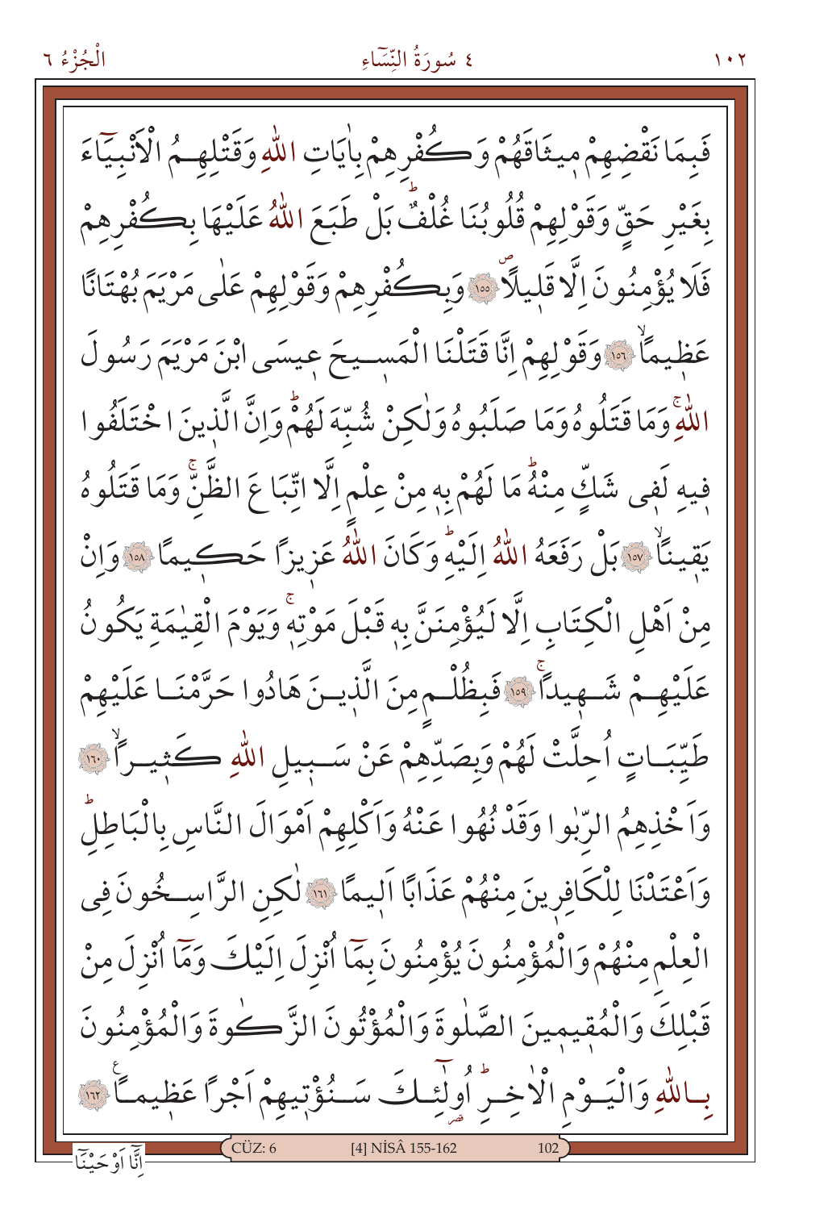فَبِمَا نَقْضِهِمْ مِيثَاقَهُمْ وَكُفْرِهِمْ بِاٰيَاتِ اللّٰهِ وَقَتْلِهِمُ الْاَنْبِيَٓاءَ بِغَيْرِ حَقٍّ وَقَوْلِهِمْ قُلُوبُنَا غُلْفٌۜ بَلْ طَبَعَ اللّٰهُ عَلَيْهَا بِكُفْرِهِمْ فَلَا يُؤْمِنُونَ اِلَّا قَلِيلًاۖ ﴿١٥٥﴾ وَبِكُفْرِهِمْ وَقَوْلِهِمْ عَلٰى مَرْيَمَ بُهْتَانًا عَظِيمًاۙ ﴿١٥٦﴾ وَقَوْلِهِمْ اِنَّا قَتَلْنَا الْمَسِيحَ عِيسَى ابْنَ مَرْيَمَ رَسُولَ اللّٰهِۚ وَمَا قَتَلُوهُ وَمَا صَلَبُوهُ وَلٰكِنْ شُبِّهَ لَهُمْۜ وَاِنَّ الَّذِينَ اخْتَلَفُوا فِيهِ لَفِي شَكٍّ مِنْهُۜ مَا لَهُمْ بِهِ مِنْ عِلْمٍ اِلَّا اتِّبَاعَ الظَّنِّۚ وَمَا قَتَلُوهُ يَقِينًاۙ ﴿١٥٧﴾ بَلْ رَفَعَهُ اللّٰهُ اِلَيْهِۜ وَكَانَ اللّٰهُ عَزِيزًا حَكِيمًا ﴿١٥٨﴾ وَاِنْ مِنْ اَهْلِ الْكِتَابِ اِلَّا لَيُؤْمِنَنَّ بِهِ قَبْلَ مَوْتِهِۚ وَيَوْمَ الْقِيٰمَةِ يَكُونُ عَلَيْهِمْ شَهِيدًاۚ ﴿١٥٩﴾ فَبِظُلْمٍ مِنَ الَّذِينَ هَادُوا حَرَّمْنَا عَلَيْهِمْ طَيِّبَاتٍ اُحِلَّتْ لَهُمْ وَبِصَدِّهِمْ عَنْ سَبِيلِ اللّٰهِ كَثِيرًاۙ ﴿١٦٠﴾ وَاَخْذِهِمُ الرِّبٰوا وَقَدْ نُهُوا عَنْهُ وَاَكْلِهِمْ اَمْوَالَ النَّاسِ بِالْبَاطِلِۜ وَاَعْتَدْنَا لِلْكَافِرِينَ مِنْهُمْ عَذَابًا اَلِيمًا ﴿١٦١﴾ لٰكِنِ الرَّاسِخُونَ فِي الْعِلْمِ مِنْهُمْ وَالْمُؤْمِنُونَ يُؤْمِنُونَ بِمَٓا اُنْزِلَ اِلَيْكَ وَمَٓا اُنْزِلَ مِنْ قَبْلِكَ وَالْمُقِيمِينَ الصَّلٰوةَ وَالْمُؤْتُونَ الزَّكٰوةَ وَالْمُؤْمِنُونَ بِاللّٰهِ وَالْيَوْمِ الْاٰخِرِۜ اُولٰٓئِكَ سَنُؤْتِيهِمْ اَجْرًا عَظِيمًا ﴿١٦٢﴾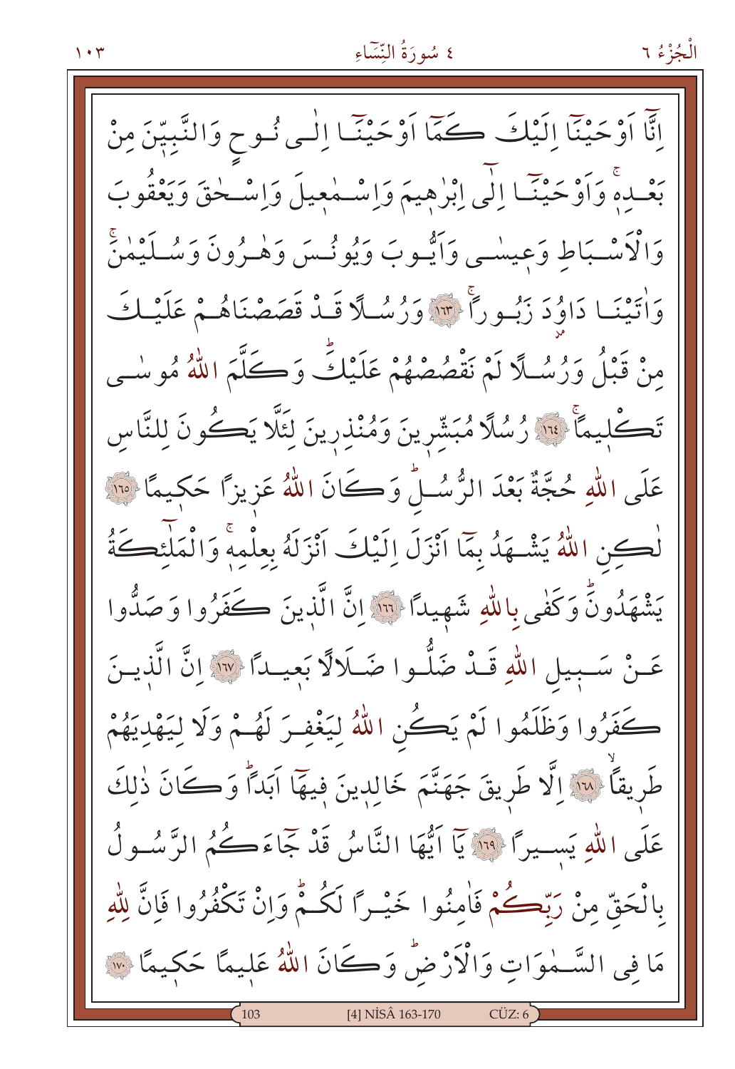اِنَّٓا اَوْحَيْنَٓا اِلَيْكَ كَمَٓا اَوْحَيْنَٓا اِلٰى نُوحٍ وَالنَّبِيّ۪نَ مِنْ بَعْدِه۪ۚ وَاَوْحَيْنَٓا اِلٰٓى اِبْرٰه۪يمَ وَاِسْمٰع۪يلَ وَاِسْحٰقَ وَيَعْقُوبَ وَالْاَسْبَاطِ وَع۪يسٰى وَاَيُّوبَ وَيُونُسَ وَهٰرُونَ وَسُلَيْمٰنَۚ وَاٰتَيْنَا دَاوُ۫دَ زَبُوراًۚ ﴿١٦٣﴾ وَرُسُلًا قَدْ قَصَصْنَاهُمْ عَلَيْكَ مِنْ قَبْلُ وَرُسُلًا لَمْ نَقْصُصْهُمْ عَلَيْكَۜ وَكَلَّمَ اللّٰهُ مُوسٰى تَكْل۪يماًۚ ﴿١٦٤﴾ رُسُلًا مُبَشِّر۪ينَ وَمُنْذِر۪ينَ لِئَلَّا يَكُونَ لِلنَّاسِ عَلَى اللّٰهِ حُجَّةٌ بَعْدَ الرُّسُلِۜ وَكَانَ اللّٰهُ عَز۪يزاً حَك۪يمًا ﴿١٦٥﴾ لٰكِنِ اللّٰهُ يَشْهَدُ بِمَٓا اَنْزَلَ اِلَيْكَ اَنْزَلَهُ بِعِلْمِه۪ۚ وَالْمَلٰٓئِكَةُ يَشْهَدُونَۜ وَكَفٰى بِاللّٰهِ شَه۪يداً ﴿١٦٦﴾ اِنَّ الَّذ۪ينَ كَفَرُوا وَصَدُّوا عَنْ سَب۪يلِ اللّٰهِ قَدْ ضَلُّوا ضَلَالًا بَع۪يداً ﴿١٦٧﴾ اِنَّ الَّذ۪ينَ كَفَرُوا وَظَلَمُوا لَمْ يَكُنِ اللّٰهُ لِيَغْفِرَ لَهُمْ وَلَا لِيَهْدِيَهُمْ طَر۪يقاًۙ ﴿١٦٨﴾ اِلَّا طَر۪يقَ جَهَنَّمَ خَالِد۪ينَ ف۪يهَٓا اَبَداًۜ وَكَانَ ذٰلِكَ عَلَى اللّٰهِ يَس۪يراً ﴿١٦٩﴾ يَٓا اَيُّهَا النَّاسُ قَدْ جَٓاءَكُمُ الرَّسُولُ بِالْحَقِّ مِنْ رَبِّكُمْ فَاٰمِنُوا خَيْراً لَكُمْۜ وَاِنْ تَكْفُرُوا فَاِنَّ لِلّٰهِ مَا فِي السَّمٰوَاتِ وَالْاَرْضِۜ وَكَانَ اللّٰهُ عَل۪يمًا حَك۪يمًا ﴿١٧٠﴾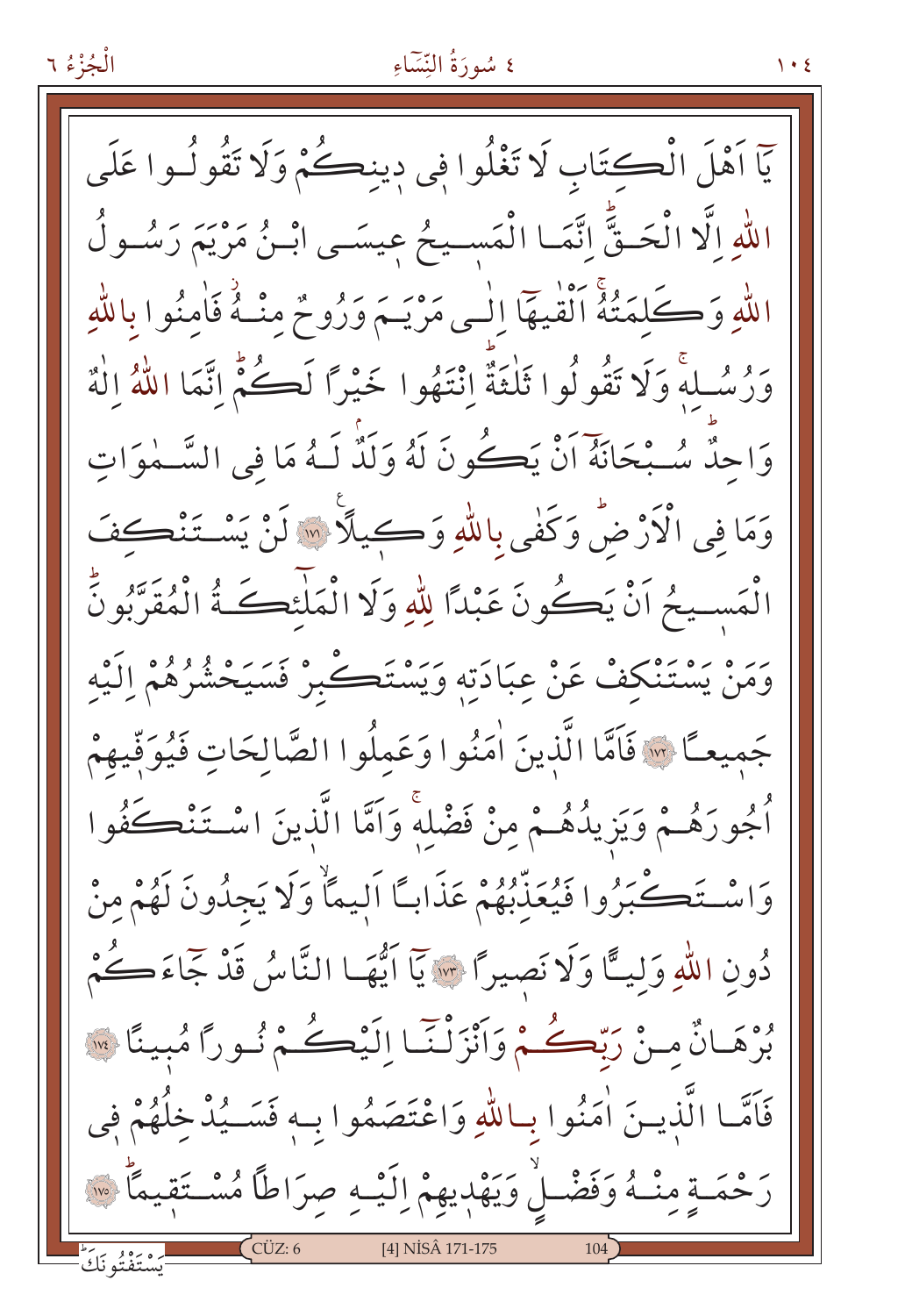يَٓا اَهْلَ الْكِتَابِ لَا تَغْلُوا فٖى دٖينِكُمْ وَلَا تَقُولُوا عَلَى اللّٰهِ اِلَّا الْحَقَّؕ اِنَّمَا الْمَسٖيحُ عٖيسَى ابْنُ مَرْيَمَ رَسُولُ اللّٰهِ وَكَلِمَتُهُۚ اَلْقٰيهَٓا اِلٰى مَرْيَمَ وَرُوحٌ مِنْهُۘ فَاٰمِنُوا بِاللّٰهِ وَرُسُلِهٖۚ وَلَا تَقُولُوا ثَلٰثَةٌؕ اِنْتَهُوا خَيْرًا لَكُمْؕ اِنَّمَا اللّٰهُ اِلٰهٌ وَاحِدٌؕ سُبْحَانَهُٓ اَنْ يَكُونَ لَهُ وَلَدٌۘ لَهُ مَا فِى السَّمٰوَاتِ وَمَا فِى الْاَرْضِؕ وَكَفٰى بِاللّٰهِ وَكٖيلًا ﴿١٧١﴾ لَنْ يَسْتَنْكِفَ الْمَسٖيحُ اَنْ يَكُونَ عَبْدًا لِلّٰهِ وَلَا الْمَلٰٓئِكَةُ الْمُقَرَّبُونَؕ وَمَنْ يَسْتَنْكِفْ عَنْ عِبَادَتِهٖ وَيَسْتَكْبِرْ فَسَيَحْشُرُهُمْ اِلَيْهِ جَمٖيعًا ﴿١٧٢﴾ فَاَمَّا الَّذٖينَ اٰمَنُوا وَعَمِلُوا الصَّالِحَاتِ فَيُوَفّٖيهِمْ اُجُورَهُمْ وَيَزٖيدُهُمْ مِنْ فَضْلِهٖۚ وَاَمَّا الَّذٖينَ اسْتَنْكَفُوا وَاسْتَكْبَرُوا فَيُعَذِّبُهُمْ عَذَابًا اَلٖيمًاۙ وَلَا يَجِدُونَ لَهُمْ مِنْ دُونِ اللّٰهِ وَلِيًّا وَلَا نَصٖيرًا ﴿١٧٣﴾ يَٓا اَيُّهَا النَّاسُ قَدْ جَٓاءَكُمْ بُرْهَانٌ مِنْ رَبِّكُمْ وَاَنْزَلْنَٓا اِلَيْكُمْ نُورًا مُبٖينًا ﴿١٧٤﴾ فَاَمَّا الَّذٖينَ اٰمَنُوا بِاللّٰهِ وَاعْتَصَمُوا بِهٖ فَسَيُدْخِلُهُمْ فٖى رَحْمَةٍ مِنْهُ وَفَضْلٍۙ وَيَهْدٖيهِمْ اِلَيْهِ صِرَاطًا مُسْتَقٖيمًاؕ ﴿١٧٥﴾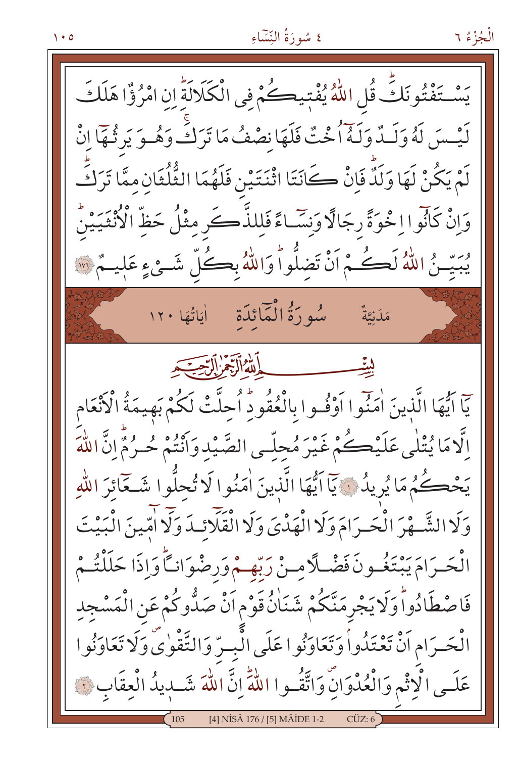يَسْتَفْتُونَكَۜ قُلِ اللّٰهُ يُفْت۪يكُمْ فِي الْكَلَالَةِۜ اِنِ امْرُؤٌا هَلَكَ لَيْسَ لَهُ وَلَدٌ وَلَهُٓ اُخْتٌ فَلَهَا نِصْفُ مَا تَرَكَۚ وَهُوَ يَرِثُهَٓا اِنْ لَمْ يَكُنْ لَهَا وَلَدٌۜ فَاِنْ كَانَتَا اثْنَتَيْنِ فَلَهُمَا الثُّلُثَانِ مِمَّا تَرَكَۜ وَاِنْ كَانُٓوا اِخْوَةً رِجَالًا وَنِسَٓاءً فَلِلذَّكَرِ مِثْلُ حَظِّ الْاُنْثَيَيْنِۜ يُبَيِّنُ اللّٰهُ لَكُمْ اَنْ تَضِلُّواۜ وَاللّٰهُ بِكُلِّ شَيْءٍ عَل۪يمٌ ﴿١٧٦﴾

## مَدَنِيَّةٌ سُورَةُ الْمَٓائِدَةِ اٰيَاتُهَا ١٢٠

بِسْمِ اللّٰهِ الرَّحْمٰنِ الرَّح۪يمِ

يَٓا اَيُّهَا الَّذ۪ينَ اٰمَنُٓوا اَوْفُوا بِالْعُقُودِۜ اُحِلَّتْ لَكُمْ بَه۪يمَةُ الْاَنْعَامِ اِلَّا مَا يُتْلٰى عَلَيْكُمْ غَيْرَ مُحِلِّي الصَّيْدِ وَاَنْتُمْ حُرُمٌۜ اِنَّ اللّٰهَ يَحْكُمُ مَا يُر۪يدُ ﴿١﴾ يَٓا اَيُّهَا الَّذ۪ينَ اٰمَنُوا لَا تُحِلُّوا شَعَٓائِرَ اللّٰهِ وَلَا الشَّهْرَ الْحَرَامَ وَلَا الْهَدْيَ وَلَا الْقَلَٓائِدَ وَلَٓا اٰمّ۪ينَ الْبَيْتَ الْحَرَامَ يَبْتَغُونَ فَضْلًا مِنْ رَبِّهِمْ وَرِضْوَانًاۜ وَاِذَا حَلَلْتُمْ فَاصْطَادُواۜ وَلَا يَجْرِمَنَّكُمْ شَنَاٰنُ قَوْمٍ اَنْ صَدُّوكُمْ عَنِ الْمَسْجِدِ الْحَرَامِ اَنْ تَعْتَدُواۢ وَتَعَاوَنُوا عَلَى الْبِرِّ وَالتَّقْوٰىۖ وَلَا تَعَاوَنُوا عَلَى الْاِثْمِ وَالْعُدْوَانِۖ وَاتَّقُوا اللّٰهَۜ اِنَّ اللّٰهَ شَد۪يدُ الْعِقَابِ ﴿٢﴾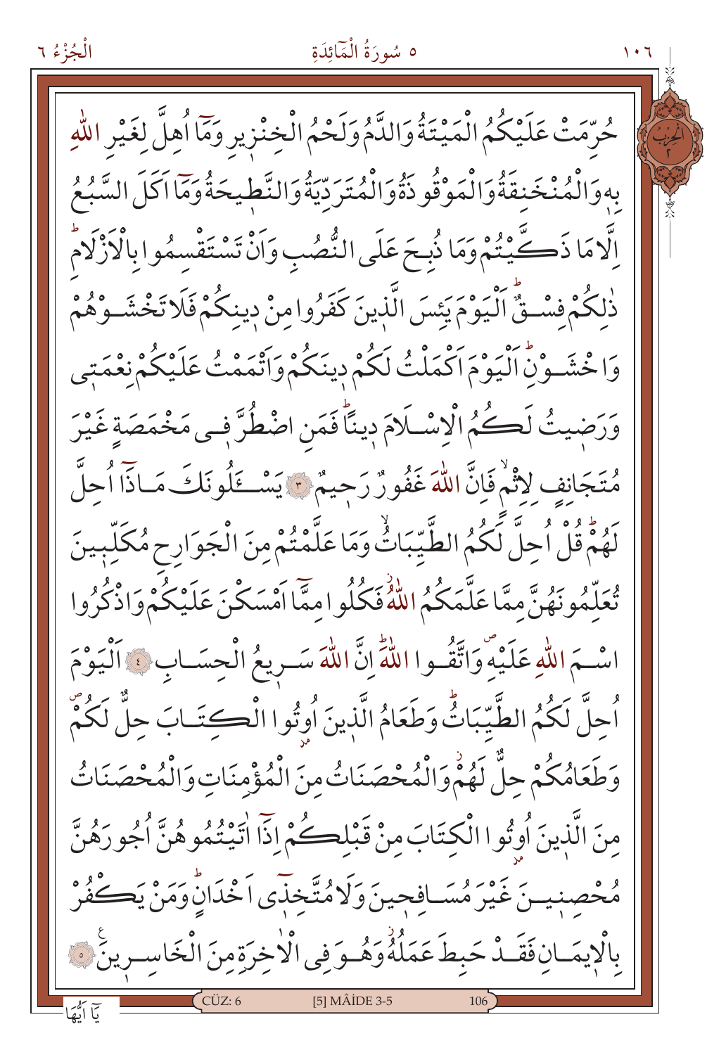حُرِّمَتْ عَلَيْكُمُ الْمَيْتَةُ وَالدَّمُ وَلَحْمُ الْخِنْزِيرِ وَمَٓا اُهِلَّ لِغَيْرِ اللّٰهِ بِه۪ وَالْمُنْخَنِقَةُ وَالْمَوْقُوذَةُ وَالْمُتَرَدِّيَةُ وَالنَّط۪يحَةُ وَمَٓا اَكَلَ السَّبُعُ اِلَّا مَا ذَكَّيْتُمْ وَمَا ذُبِحَ عَلَى النُّصُبِ وَاَنْ تَسْتَقْسِمُوا بِالْاَزْلَامِۜ ذٰلِكُمْ فِسْقٌۜ اَلْيَوْمَ يَئِسَ الَّذ۪ينَ كَفَرُوا مِنْ د۪ينِكُمْ فَلَا تَخْشَوْهُمْ وَاخْشَوْنِۜ اَلْيَوْمَ اَكْمَلْتُ لَكُمْ د۪ينَكُمْ وَاَتْمَمْتُ عَلَيْكُمْ نِعْمَت۪ي وَرَض۪يتُ لَكُمُ الْاِسْلَامَ د۪ينًاۜ فَمَنِ اضْطُرَّ ف۪ي مَخْمَصَةٍ غَيْرَ مُتَجَانِفٍ لِاِثْمٍۙ فَاِنَّ اللّٰهَ غَفُورٌ رَح۪يمٌ ﴿٣﴾ يَسْـَٔلُونَكَ مَاذَٓا اُحِلَّ لَهُمْۜ قُلْ اُحِلَّ لَكُمُ الطَّيِّبَاتُۙ وَمَا عَلَّمْتُمْ مِنَ الْجَوَارِحِ مُكَلِّب۪ينَ تُعَلِّمُونَهُنَّ مِمَّا عَلَّمَكُمُ اللّٰهُ فَكُلُوا مِمَّٓا اَمْسَكْنَ عَلَيْكُمْ وَاذْكُرُوا اسْمَ اللّٰهِ عَلَيْهِۖ وَاتَّقُوا اللّٰهَۜ اِنَّ اللّٰهَ سَر۪يعُ الْحِسَابِ ﴿٤﴾ اَلْيَوْمَ اُحِلَّ لَكُمُ الطَّيِّبَاتُۜ وَطَعَامُ الَّذ۪ينَ اُو۫تُوا الْكِتَابَ حِلٌّ لَكُمْۖ وَطَعَامُكُمْ حِلٌّ لَهُمْۘ وَالْمُحْصَنَاتُ مِنَ الْمُؤْمِنَاتِ وَالْمُحْصَنَاتُ مِنَ الَّذ۪ينَ اُو۫تُوا الْكِتَابَ مِنْ قَبْلِكُمْ اِذَٓا اٰتَيْتُمُوهُنَّ اُجُورَهُنَّ مُحْصِن۪ينَ غَيْرَ مُسَافِح۪ينَ وَلَا مُتَّخِذ۪ٓي اَخْدَانٍۜ وَمَنْ يَكْفُرْ بِالْا۪يمَانِ فَقَدْ حَبِطَ عَمَلُهُۘ وَهُوَ فِي الْاٰخِرَةِ مِنَ الْخَاسِر۪ينَ ﴿٥﴾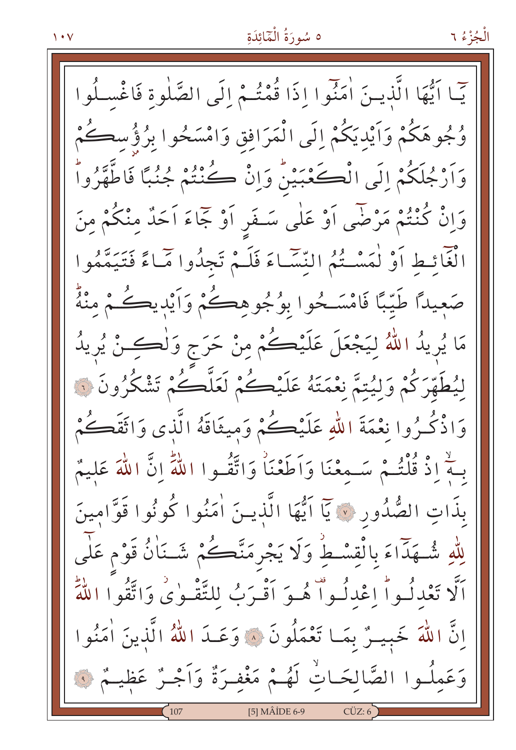يَٓا اَيُّهَا الَّذٖينَ اٰمَنُٓوا اِذَا قُمْتُمْ اِلَى الصَّلٰوةِ فَاغْسِلُوا وُجُوهَكُمْ وَاَيْدِيَكُمْ اِلَى الْمَرَافِقِ وَامْسَحُوا بِرُؤُ۫سِكُمْ وَاَرْجُلَكُمْ اِلَى الْكَعْبَيْنِؕ وَاِنْ كُنْتُمْ جُنُبًا فَاطَّهَّرُواؕ وَاِنْ كُنْتُمْ مَرْضٰٓى اَوْ عَلٰى سَفَرٍ اَوْ جَٓاءَ اَحَدٌ مِنْكُمْ مِنَ الْغَٓائِطِ اَوْ لٰمَسْتُمُ النِّسَٓاءَ فَلَمْ تَجِدُوا مَٓاءً فَتَيَمَّمُوا صَعٖيدًا طَيِّبًا فَامْسَحُوا بِوُجُوهِكُمْ وَاَيْدٖيكُمْ مِنْهُؕ مَا يُرٖيدُ اللّٰهُ لِيَجْعَلَ عَلَيْكُمْ مِنْ حَرَجٍ وَلٰكِنْ يُرٖيدُ لِيُطَهِّرَكُمْ وَلِيُتِمَّ نِعْمَتَهُ عَلَيْكُمْ لَعَلَّكُمْ تَشْكُرُونَ ۝٦ وَاذْكُرُوا نِعْمَةَ اللّٰهِ عَلَيْكُمْ وَمٖيثَاقَهُ الَّذٖى وَاثَقَكُمْ بِهٖۙ اِذْ قُلْتُمْ سَمِعْنَا وَاَطَعْنَاۘ وَاتَّقُوا اللّٰهَؕ اِنَّ اللّٰهَ عَلٖيمٌ بِذَاتِ الصُّدُورِ ۝٧ يَٓا اَيُّهَا الَّذٖينَ اٰمَنُوا كُونُوا قَوَّامٖينَ لِلّٰهِ شُهَدَٓاءَ بِالْقِسْطِۘ وَلَا يَجْرِمَنَّكُمْ شَنَاٰنُ قَوْمٍ عَلٰٓى اَلَّا تَعْدِلُواؕ اِعْدِلُواؕ هُوَ اَقْرَبُ لِلتَّقْوٰىۘ وَاتَّقُوا اللّٰهَؕ اِنَّ اللّٰهَ خَبٖيرٌ بِمَا تَعْمَلُونَ ۝٨ وَعَدَ اللّٰهُ الَّذٖينَ اٰمَنُوا وَعَمِلُوا الصَّالِحَاتِۙ لَهُمْ مَغْفِرَةٌ وَاَجْرٌ عَظٖيمٌ ۝٩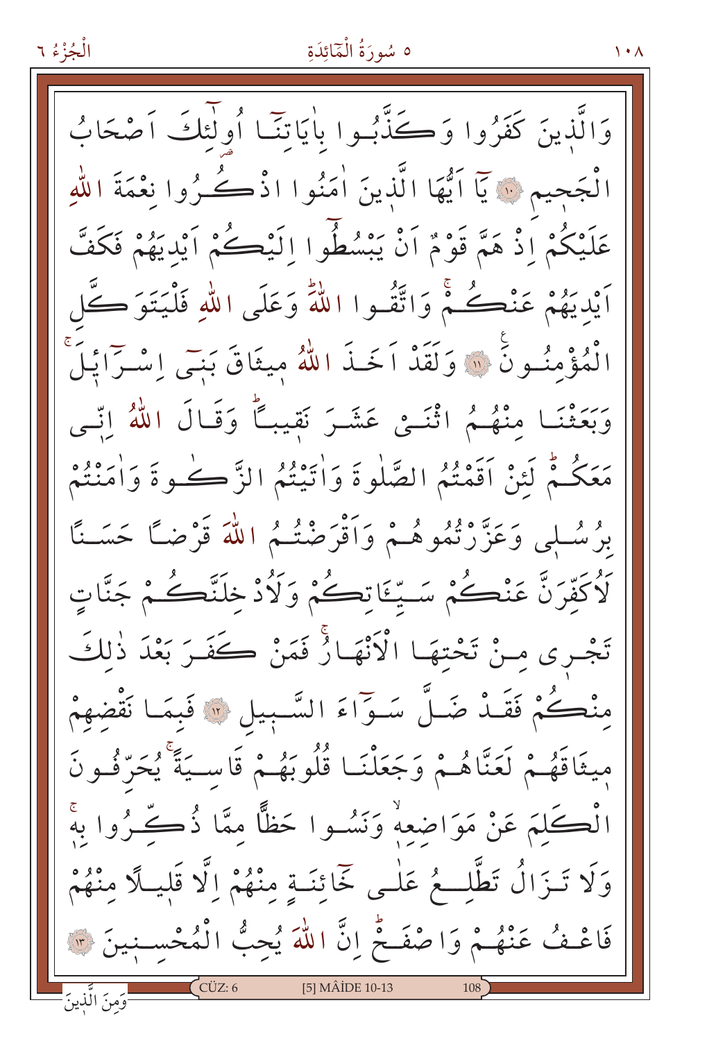وَالَّذِينَ كَفَرُوا وَكَذَّبُوا بِاٰيَاتِنَٓا اُو۬لٰٓئِكَ اَصْحَابُ الْجَحِيمِ ﴿١٠﴾ يَٓا اَيُّهَا الَّذِينَ اٰمَنُوا اذْكُرُوا نِعْمَةَ اللّٰهِ عَلَيْكُمْ اِذْ هَمَّ قَوْمٌ اَنْ يَبْسُطُٓوا اِلَيْكُمْ اَيْدِيَهُمْ فَكَفَّ اَيْدِيَهُمْ عَنْكُمْۚ وَاتَّقُوا اللّٰهَۜ وَعَلَى اللّٰهِ فَلْيَتَوَكَّلِ الْمُؤْمِنُونَ ﴿١١﴾ وَلَقَدْ اَخَذَ اللّٰهُ مِيثَاقَ بَنٖٓي اِسْرَٓائِيلَۚ وَبَعَثْنَا مِنْهُمُ اثْنَيْ عَشَرَ نَقِيبًاۜ وَقَالَ اللّٰهُ اِنّٖي مَعَكُمْۜ لَئِنْ اَقَمْتُمُ الصَّلٰوةَ وَاٰتَيْتُمُ الزَّكٰوةَ وَاٰمَنْتُمْ بِرُسُلٖي وَعَزَّرْتُمُوهُمْ وَاَقْرَضْتُمُ اللّٰهَ قَرْضًا حَسَنًا لَاُكَفِّرَنَّ عَنْكُمْ سَيِّـَٔاتِكُمْ وَلَاُدْخِلَنَّكُمْ جَنَّاتٍ تَجْرٖي مِنْ تَحْتِهَا الْاَنْهَارُۚ فَمَنْ كَفَرَ بَعْدَ ذٰلِكَ مِنْكُمْ فَقَدْ ضَلَّ سَوَٓاءَ السَّبٖيلِ ﴿١٢﴾ فَبِمَا نَقْضِهِمْ مٖيثَاقَهُمْ لَعَنَّاهُمْ وَجَعَلْنَا قُلُوبَهُمْ قَاسِيَةًۚ يُحَرِّفُونَ الْكَلِمَ عَنْ مَوَاضِعِهٖۙ وَنَسُوا حَظًّا مِمَّا ذُكِّرُوا بِهٖۚ وَلَا تَزَالُ تَطَّلِعُ عَلٰى خَٓائِنَةٍ مِنْهُمْ اِلَّا قَلٖيلًا مِنْهُمْ فَاعْفُ عَنْهُمْ وَاصْفَحْۜ اِنَّ اللّٰهَ يُحِبُّ الْمُحْسِنٖينَ ﴿١٣﴾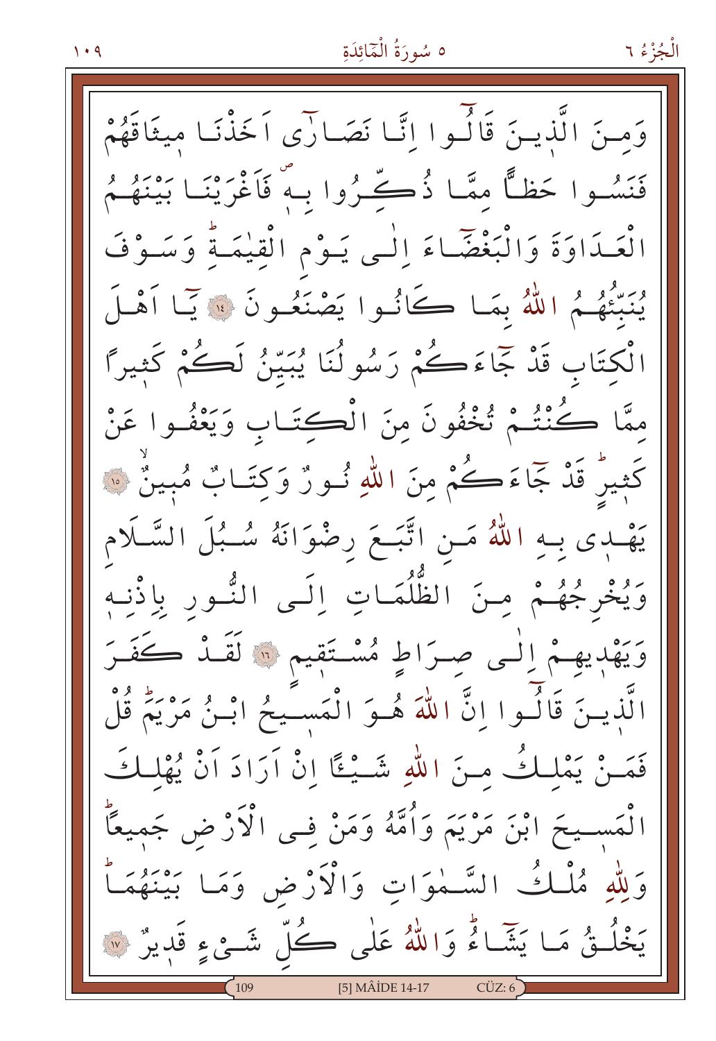وَمِنَ الَّذِينَ قَالُوا اِنَّا نَصَارٰى اَخَذْنَا مِيثَاقَهُمْ فَنَسُوا حَظًّا مِمَّا ذُكِّرُوا بِهٖ فَاَغْرَيْنَا بَيْنَهُمُ الْعَدَاوَةَ وَالْبَغْضَاءَ اِلٰى يَوْمِ الْقِيٰمَةِ وَسَوْفَ يُنَبِّئُهُمُ اللّٰهُ بِمَا كَانُوا يَصْنَعُونَ ﴿١٤﴾ يَا اَهْلَ الْكِتَابِ قَدْ جَاءَكُمْ رَسُولُنَا يُبَيِّنُ لَكُمْ كَثِيرًا مِمَّا كُنْتُمْ تُخْفُونَ مِنَ الْكِتَابِ وَيَعْفُوا عَنْ كَثِيرٍ قَدْ جَاءَكُمْ مِنَ اللّٰهِ نُورٌ وَكِتَابٌ مُبِينٌ ﴿١٥﴾ يَهْدِى بِهِ اللّٰهُ مَنِ اتَّبَعَ رِضْوَانَهُ سُبُلَ السَّلَامِ وَيُخْرِجُهُمْ مِنَ الظُّلُمَاتِ اِلَى النُّورِ بِاِذْنِهٖ وَيَهْدِيهِمْ اِلٰى صِرَاطٍ مُسْتَقِيمٍ ﴿١٦﴾ لَقَدْ كَفَرَ الَّذِينَ قَالُوا اِنَّ اللّٰهَ هُوَ الْمَسِيحُ ابْنُ مَرْيَمَ قُلْ فَمَنْ يَمْلِكُ مِنَ اللّٰهِ شَيْـًٔا اِنْ اَرَادَ اَنْ يُهْلِكَ الْمَسِيحَ ابْنَ مَرْيَمَ وَاُمَّهُ وَمَنْ فِى الْاَرْضِ جَمِيعًا وَلِلّٰهِ مُلْكُ السَّمٰوَاتِ وَالْاَرْضِ وَمَا بَيْنَهُمَا يَخْلُقُ مَا يَشَاءُ وَاللّٰهُ عَلٰى كُلِّ شَىْءٍ قَدِيرٌ ﴿١٧﴾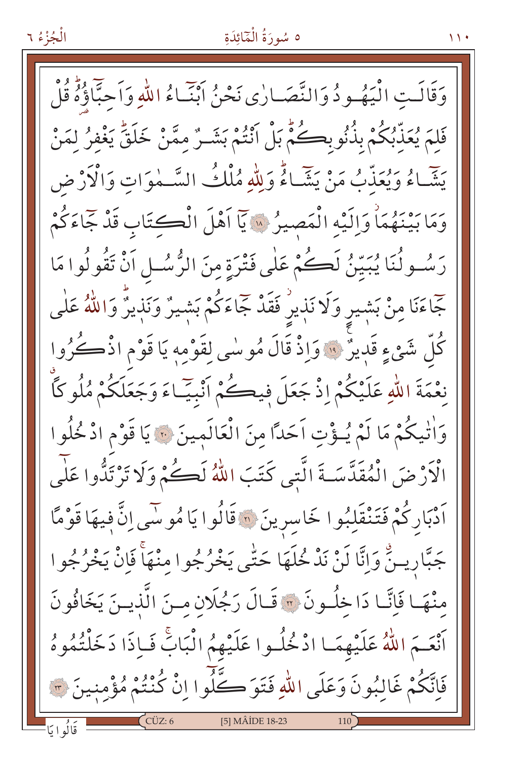وَقَالَتِ الْيَهُودُ وَالنَّصَارٰى نَحْنُ اَبْنَٓاءُ اللّٰهِ وَاَحِبَّٓاؤُهُۜ قُلْ فَلِمَ يُعَذِّبُكُمْ بِذُنُوبِكُمْۜ بَلْ اَنْتُمْ بَشَرٌ مِمَّنْ خَلَقَۜ يَغْفِرُ لِمَنْ يَشَٓاءُ وَيُعَذِّبُ مَنْ يَشَٓاءُۜ وَلِلّٰهِ مُلْكُ السَّمٰوَاتِ وَالْاَرْضِ وَمَا بَيْنَهُمَاۘ وَاِلَيْهِ الْمَص۪يرُ ﴿١٨﴾ يَٓا اَهْلَ الْكِتَابِ قَدْ جَٓاءَكُمْ رَسُولُنَا يُبَيِّنُ لَكُمْ عَلٰى فَتْرَةٍ مِنَ الرُّسُلِ اَنْ تَقُولُوا مَا جَٓاءَنَا مِنْ بَش۪يرٍ وَلَا نَذ۪يرٍۘ فَقَدْ جَٓاءَكُمْ بَش۪يرٌ وَنَذ۪يرٌۜ وَاللّٰهُ عَلٰى كُلِّ شَيْءٍ قَد۪يرٌ ﴿١٩﴾ وَاِذْ قَالَ مُوسٰى لِقَوْمِه۪ يَا قَوْمِ اذْكُرُوا نِعْمَةَ اللّٰهِ عَلَيْكُمْ اِذْ جَعَلَ ف۪يكُمْ اَنْبِيَٓاءَ وَجَعَلَكُمْ مُلُوكاًۗ وَاٰتٰيكُمْ مَا لَمْ يُؤْتِ اَحَداً مِنَ الْعَالَم۪ينَ ﴿٢٠﴾ يَا قَوْمِ ادْخُلُوا الْاَرْضَ الْمُقَدَّسَةَ الَّت۪ي كَتَبَ اللّٰهُ لَكُمْ وَلَا تَرْتَدُّوا عَلٰٓى اَدْبَارِكُمْ فَتَنْقَلِبُوا خَاسِر۪ينَ ﴿٢١﴾ قَالُوا يَا مُوسٰٓى اِنَّ ف۪يهَا قَوْماً جَبَّار۪ينَۗ وَاِنَّا لَنْ نَدْخُلَهَا حَتّٰى يَخْرُجُوا مِنْهَاۚ فَاِنْ يَخْرُجُوا مِنْهَا فَاِنَّا دَاخِلُونَ ﴿٢٢﴾ قَالَ رَجُلَانِ مِنَ الَّذ۪ينَ يَخَافُونَ اَنْعَمَ اللّٰهُ عَلَيْهِمَا ادْخُلُوا عَلَيْهِمُ الْبَابَۚ فَاِذَا دَخَلْتُمُوهُ فَاِنَّكُمْ غَالِبُونَ وَعَلَى اللّٰهِ فَتَوَكَّلُٓوا اِنْ كُنْتُمْ مُؤْمِن۪ينَ ﴿٢٣﴾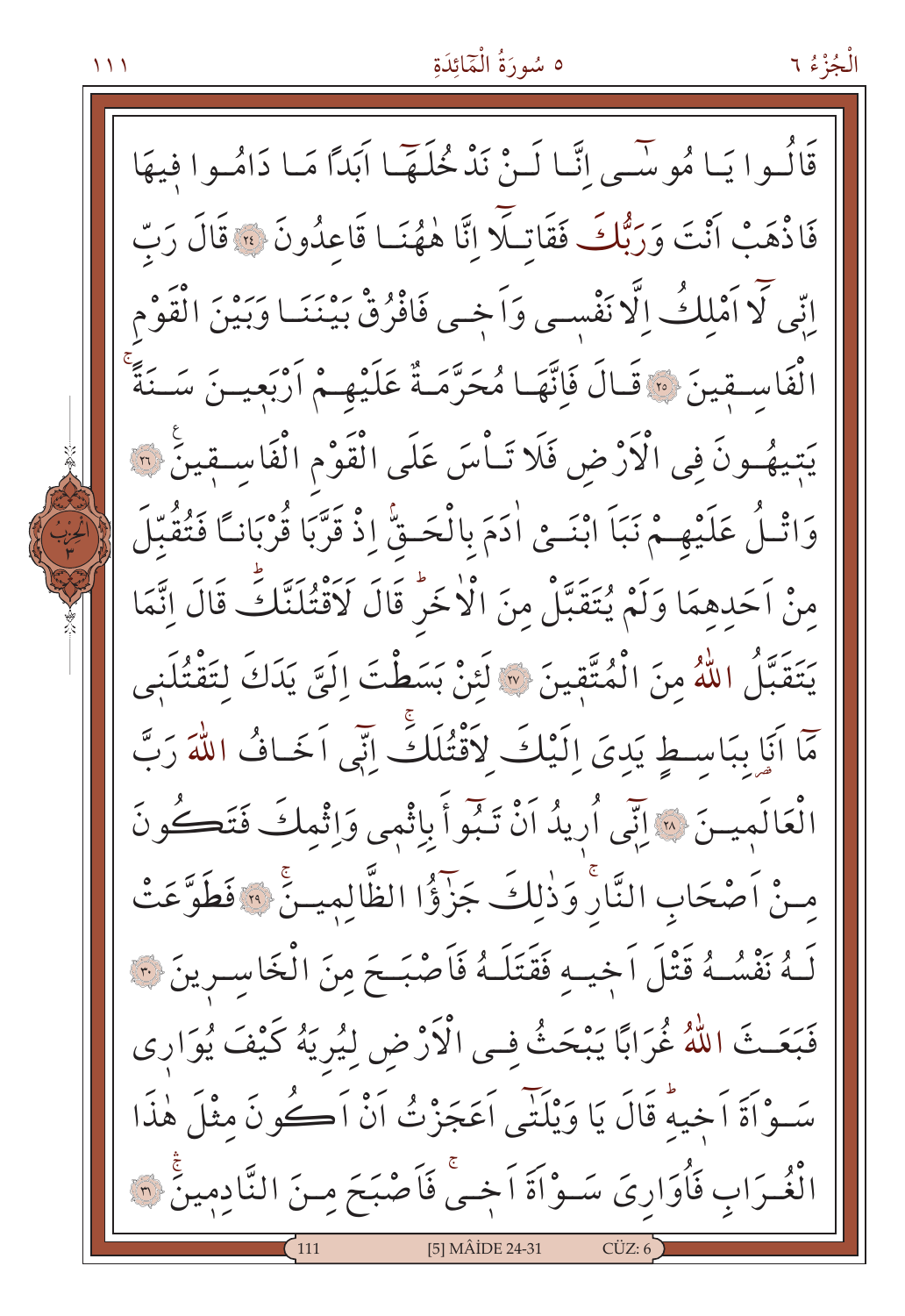قَالُوا يَا مُوسٰى اِنَّا لَنْ نَدْخُلَهَا اَبَدًا مَا دَامُوا فِيهَا فَاذْهَبْ اَنْتَ وَرَبُّكَ فَقَاتِلَا اِنَّا هٰهُنَا قَاعِدُونَ ﴿٢٤﴾ قَالَ رَبِّ اِنّ۪ي لَٓا اَمْلِكُ اِلَّا نَفْس۪ي وَاَخ۪ي فَافْرُقْ بَيْنَنَا وَبَيْنَ الْقَوْمِ الْفَاسِق۪ينَ ﴿٢٥﴾ قَالَ فَاِنَّهَا مُحَرَّمَةٌ عَلَيْهِمْ اَرْبَع۪ينَ سَنَةًۚ يَت۪يهُونَ فِي الْاَرْضِ فَلَا تَاْسَ عَلَى الْقَوْمِ الْفَاسِق۪ينَ ﴿٢٦﴾ وَاتْلُ عَلَيْهِمْ نَبَاَ ابْنَيْ اٰدَمَ بِالْحَقِّۢ اِذْ قَرَّبَا قُرْبَانًا فَتُقُبِّلَ مِنْ اَحَدِهِمَا وَلَمْ يُتَقَبَّلْ مِنَ الْاٰخَرِۜ قَالَ لَاَقْتُلَنَّكَۜ قَالَ اِنَّمَا يَتَقَبَّلُ اللّٰهُ مِنَ الْمُتَّق۪ينَ ﴿٢٧﴾ لَئِنْ بَسَطْتَ اِلَيَّ يَدَكَ لِتَقْتُلَن۪ي مَٓا اَنَا بِبَاسِطٍ يَدِيَ اِلَيْكَ لِاَقْتُلَكَۚ اِنّ۪ٓي اَخَافُ اللّٰهَ رَبَّ الْعَالَم۪ينَ ﴿٢٨﴾ اِنّ۪ٓي اُر۪يدُ اَنْ تَبُٓوءَ بِاِثْم۪ي وَاِثْمِكَ فَتَكُونَ مِنْ اَصْحَابِ النَّارِۚ وَذٰلِكَ جَزٰٓؤُا الظَّالِم۪ينَۚ ﴿٢٩﴾ فَطَوَّعَتْ لَهُ نَفْسُهُ قَتْلَ اَخ۪يهِ فَقَتَلَهُ فَاَصْبَحَ مِنَ الْخَاسِر۪ينَ ﴿٣٠﴾ فَبَعَثَ اللّٰهُ غُرَابًا يَبْحَثُ فِي الْاَرْضِ لِيُرِيَهُ كَيْفَ يُوَار۪ي سَوْءَةَ اَخ۪يهِۜ قَالَ يَا وَيْلَتٰٓى اَعَجَزْتُ اَنْ اَكُونَ مِثْلَ هٰذَا الْغُرَابِ فَاُوَارِيَ سَوْءَةَ اَخ۪يۚ فَاَصْبَحَ مِنَ النَّادِم۪ينَۚ ﴿٣١﴾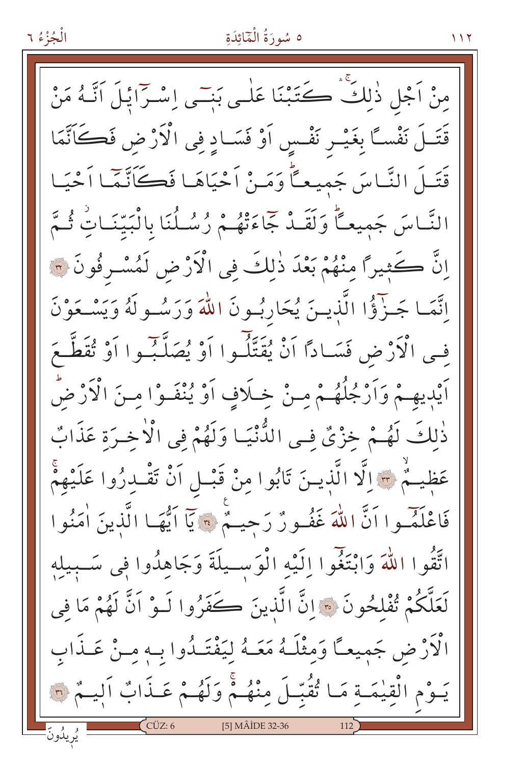مِنْ اَجْلِ ذٰلِكَۚ كَتَبْنَا عَلٰى بَنٖٓى اِسْرَٓائٖلَ اَنَّهُ مَنْ قَتَلَ نَفْسًا بِغَيْرِ نَفْسٍ اَوْ فَسَادٍ فِى الْاَرْضِ فَكَاَنَّمَا قَتَلَ النَّاسَ جَمٖيعًاۜ وَمَنْ اَحْيَاهَا فَكَاَنَّمَٓا اَحْيَا النَّاسَ جَمٖيعًاۜ وَلَقَدْ جَٓاءَتْهُمْ رُسُلُنَا بِالْبَيِّنَاتِۘ ثُمَّ اِنَّ كَثٖيرًا مِنْهُمْ بَعْدَ ذٰلِكَ فِى الْاَرْضِ لَمُسْرِفُونَ ﴿٣٢﴾ اِنَّمَا جَزٰٓؤُا الَّذٖينَ يُحَارِبُونَ اللّٰهَ وَرَسُولَهُ وَيَسْعَوْنَ فِى الْاَرْضِ فَسَادًا اَنْ يُقَتَّلُٓوا اَوْ يُصَلَّبُٓوا اَوْ تُقَطَّعَ اَيْدٖيهِمْ وَاَرْجُلُهُمْ مِنْ خِلَافٍ اَوْ يُنْفَوْا مِنَ الْاَرْضِۜ ذٰلِكَ لَهُمْ خِزْىٌ فِى الدُّنْيَا وَلَهُمْ فِى الْاٰخِرَةِ عَذَابٌ عَظٖيمٌۙ ﴿٣٣﴾ اِلَّا الَّذٖينَ تَابُوا مِنْ قَبْلِ اَنْ تَقْدِرُوا عَلَيْهِمْۚ فَاعْلَمُٓوا اَنَّ اللّٰهَ غَفُورٌ رَحٖيمٌ ﴿٣٤﴾ يَٓا اَيُّهَا الَّذٖينَ اٰمَنُوا اتَّقُوا اللّٰهَ وَابْتَغُٓوا اِلَيْهِ الْوَسٖيلَةَ وَجَاهِدُوا فٖى سَبٖيلِهٖ لَعَلَّكُمْ تُفْلِحُونَ ﴿٣٥﴾ اِنَّ الَّذٖينَ كَفَرُوا لَوْ اَنَّ لَهُمْ مَا فِى الْاَرْضِ جَمٖيعًا وَمِثْلَهُ مَعَهُ لِيَفْتَدُوا بِهٖ مِنْ عَذَابِ يَوْمِ الْقِيٰمَةِ مَا تُقُبِّلَ مِنْهُمْۚ وَلَهُمْ عَذَابٌ اَلٖيمٌ ﴿٣٦﴾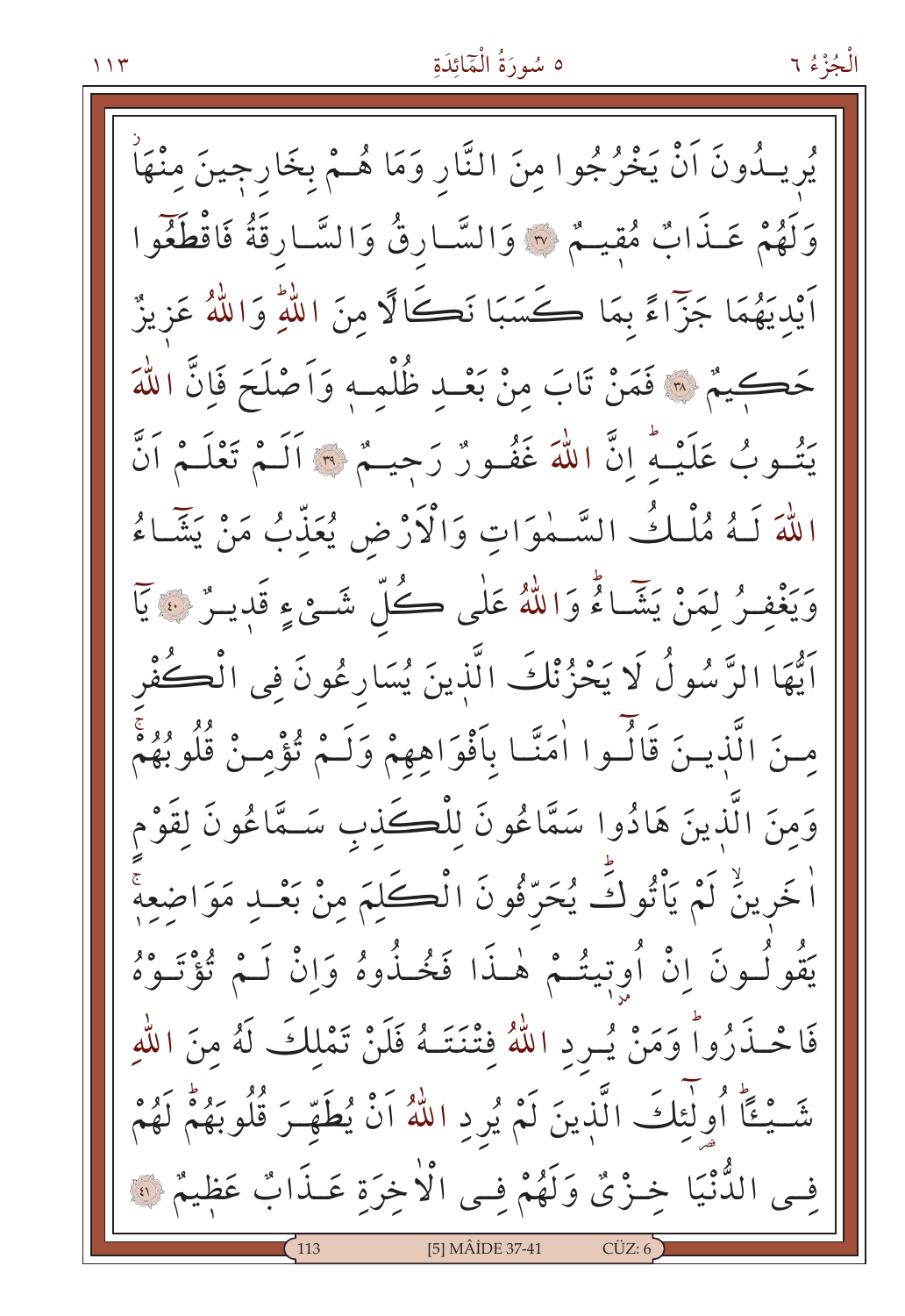يُرِيدُونَ اَنْ يَخْرُجُوا مِنَ النَّارِ وَمَا هُمْ بِخَارِجِينَ مِنْهَاۘ وَلَهُمْ عَذَابٌ مُقِيمٌ ﴿٣٧﴾ وَالسَّارِقُ وَالسَّارِقَةُ فَاقْطَعُوا اَيْدِيَهُمَا جَزَٓاءً بِمَا كَسَبَا نَكَالًا مِنَ اللّٰهِۜ وَاللّٰهُ عَزِيزٌ حَكِيمٌ ﴿٣٨﴾ فَمَنْ تَابَ مِنْ بَعْدِ ظُلْمِه۪ وَاَصْلَحَ فَاِنَّ اللّٰهَ يَتُوبُ عَلَيْهِۜ اِنَّ اللّٰهَ غَفُورٌ رَح۪يمٌ ﴿٣٩﴾ اَلَمْ تَعْلَمْ اَنَّ اللّٰهَ لَهُ مُلْكُ السَّمٰوَاتِ وَالْاَرْضِ يُعَذِّبُ مَنْ يَشَٓاءُ وَيَغْفِرُ لِمَنْ يَشَٓاءُۜ وَاللّٰهُ عَلٰى كُلِّ شَيْءٍ قَد۪يرٌ ﴿٤٠﴾ يَٓا اَيُّهَا الرَّسُولُ لَا يَحْزُنْكَ الَّذ۪ينَ يُسَارِعُونَ فِي الْكُفْرِ مِنَ الَّذ۪ينَ قَالُٓوا اٰمَنَّا بِاَفْوَاهِهِمْ وَلَمْ تُؤْمِنْ قُلُوبُهُمْۚ وَمِنَ الَّذ۪ينَ هَادُوا سَمَّاعُونَ لِلْكَذِبِ سَمَّاعُونَ لِقَوْمٍ اٰخَر۪ينَۙ لَمْ يَأْتُوكَۜ يُحَرِّفُونَ الْكَلِمَ مِنْ بَعْدِ مَوَاضِعِه۪ۚ يَقُولُونَ اِنْ اُو۫ت۪يتُمْ هٰذَا فَخُذُوهُ وَاِنْ لَمْ تُؤْتَوْهُ فَاحْذَرُواۜ وَمَنْ يُرِدِ اللّٰهُ فِتْنَتَهُ فَلَنْ تَمْلِكَ لَهُ مِنَ اللّٰهِ شَيْـٔاًۜ اُو۬لٰٓئِكَ الَّذ۪ينَ لَمْ يُرِدِ اللّٰهُ اَنْ يُطَهِّرَ قُلُوبَهُمْۜ لَهُمْ فِي الدُّنْيَا خِزْيٌ وَلَهُمْ فِي الْاٰخِرَةِ عَذَابٌ عَظ۪يمٌ ﴿٤١﴾

[5] MÂİDE 37-41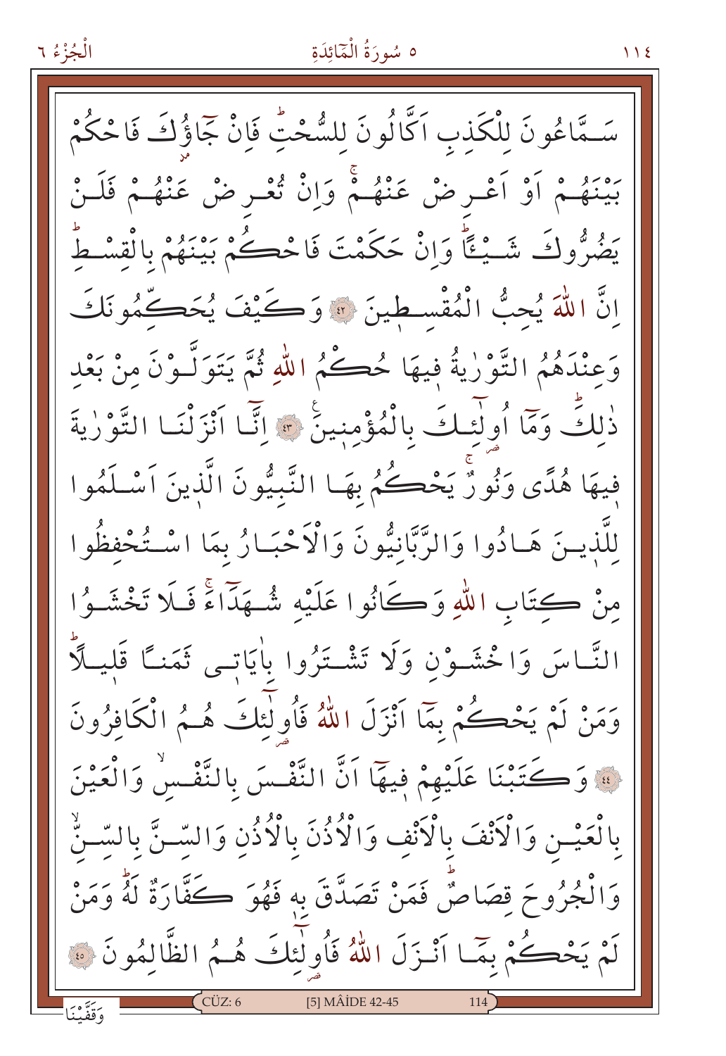سَمَّاعُونَ لِلْكَذِبِ اَكَّالُونَ لِلسُّحْتِۜ فَاِنْ جَٓاؤُ۫كَ فَاحْكُمْ بَيْنَهُمْ اَوْ اَعْرِضْ عَنْهُمْۚ وَاِنْ تُعْرِضْ عَنْهُمْ فَلَنْ يَضُرُّوكَ شَيْـٔاًۜ وَاِنْ حَكَمْتَ فَاحْكُمْ بَيْنَهُمْ بِالْقِسْطِۜ اِنَّ اللّٰهَ يُحِبُّ الْمُقْسِطِينَ ﴿٤٢﴾ وَكَيْفَ يُحَكِّمُونَكَ وَعِنْدَهُمُ التَّوْرٰيةُ فِيهَا حُكْمُ اللّٰهِ ثُمَّ يَتَوَلَّوْنَ مِنْ بَعْدِ ذٰلِكَۜ وَمَٓا اُو۬لٰٓئِكَ بِالْمُؤْمِنِينَ ﴿٤٣﴾ اِنَّٓا اَنْزَلْنَا التَّوْرٰيةَ فِيهَا هُدًى وَنُورٌۚ يَحْكُمُ بِهَا النَّبِيُّونَ الَّذِينَ اَسْلَمُوا لِلَّذِينَ هَادُوا وَالرَّبَّانِيُّونَ وَالْاَحْبَارُ بِمَا اسْتُحْفِظُوا مِنْ كِتَابِ اللّٰهِ وَكَانُوا عَلَيْهِ شُهَدَٓاءَۚ فَلَا تَخْشَوُا النَّاسَ وَاخْشَوْنِ وَلَا تَشْتَرُوا بِاٰيَاتٖى ثَمَنًا قَلِيلًاۜ وَمَنْ لَمْ يَحْكُمْ بِمَٓا اَنْزَلَ اللّٰهُ فَاُو۬لٰٓئِكَ هُمُ الْكَافِرُونَ ﴿٤٤﴾ وَكَتَبْنَا عَلَيْهِمْ فِيهَٓا اَنَّ النَّفْسَ بِالنَّفْسِۙ وَالْعَيْنَ بِالْعَيْنِ وَالْاَنْفَ بِالْاَنْفِ وَالْاُذُنَ بِالْاُذُنِ وَالسِّنَّ بِالسِّنِّۙ وَالْجُرُوحَ قِصَاصٌۜ فَمَنْ تَصَدَّقَ بِهٖ فَهُوَ كَفَّارَةٌ لَهُۜ وَمَنْ لَمْ يَحْكُمْ بِمَٓا اَنْزَلَ اللّٰهُ فَاُو۬لٰٓئِكَ هُمُ الظَّالِمُونَ ﴿٤٥﴾

وَقَفَّيْنَا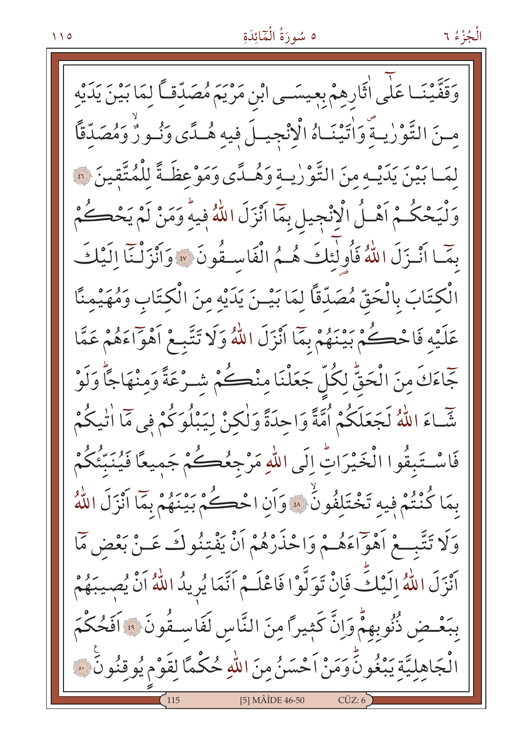وَقَفَّيْنَا عَلٰٓى اٰثَارِهِمْ بِعِيسَى ابْنِ مَرْيَمَ مُصَدِّقاً لِمَا بَيْنَ يَدَيْهِ مِنَ التَّوْرٰيةِ وَاٰتَيْنَاهُ الْاِنْجِيلَ فِيهِ هُدًى وَنُورٌ وَمُصَدِّقاً لِمَا بَيْنَ يَدَيْهِ مِنَ التَّوْرٰيةِ وَهُدًى وَمَوْعِظَةً لِلْمُتَّقِينَ ﴿٤٦﴾ وَلْيَحْكُمْ اَهْلُ الْاِنْجِيلِ بِمَٓا اَنْزَلَ اللّٰهُ فِيهِ وَمَنْ لَمْ يَحْكُمْ بِمَٓا اَنْزَلَ اللّٰهُ فَاُولٰٓئِكَ هُمُ الْفَاسِقُونَ ﴿٤٧﴾ وَاَنْزَلْنَٓا اِلَيْكَ الْكِتَابَ بِالْحَقِّ مُصَدِّقاً لِمَا بَيْنَ يَدَيْهِ مِنَ الْكِتَابِ وَمُهَيْمِناً عَلَيْهِ فَاحْكُمْ بَيْنَهُمْ بِمَٓا اَنْزَلَ اللّٰهُ وَلَا تَتَّبِعْ اَهْوَٓاءَهُمْ عَمَّا جَٓاءَكَ مِنَ الْحَقِّ لِكُلٍّ جَعَلْنَا مِنْكُمْ شِرْعَةً وَمِنْهَاجاً وَلَوْ شَٓاءَ اللّٰهُ لَجَعَلَكُمْ اُمَّةً وَاحِدَةً وَلٰكِنْ لِيَبْلُوَكُمْ فٖي مَٓا اٰتٰيكُمْ فَاسْتَبِقُوا الْخَيْرَاتِ اِلَى اللّٰهِ مَرْجِعُكُمْ جَمِيعاً فَيُنَبِّئُكُمْ بِمَا كُنْتُمْ فِيهِ تَخْتَلِفُونَ ﴿٤٨﴾ وَاَنِ احْكُمْ بَيْنَهُمْ بِمَٓا اَنْزَلَ اللّٰهُ وَلَا تَتَّبِعْ اَهْوَٓاءَهُمْ وَاحْذَرْهُمْ اَنْ يَفْتِنُوكَ عَنْ بَعْضِ مَٓا اَنْزَلَ اللّٰهُ اِلَيْكَ فَاِنْ تَوَلَّوْا فَاعْلَمْ اَنَّمَا يُرِيدُ اللّٰهُ اَنْ يُصِيبَهُمْ بِبَعْضِ ذُنُوبِهِمْ وَاِنَّ كَثِيراً مِنَ النَّاسِ لَفَاسِقُونَ ﴿٤٩﴾ اَفَحُكْمَ الْجَاهِلِيَّةِ يَبْغُونَ وَمَنْ اَحْسَنُ مِنَ اللّٰهِ حُكْماً لِقَوْمٍ يُوقِنُونَ ﴿٥٠﴾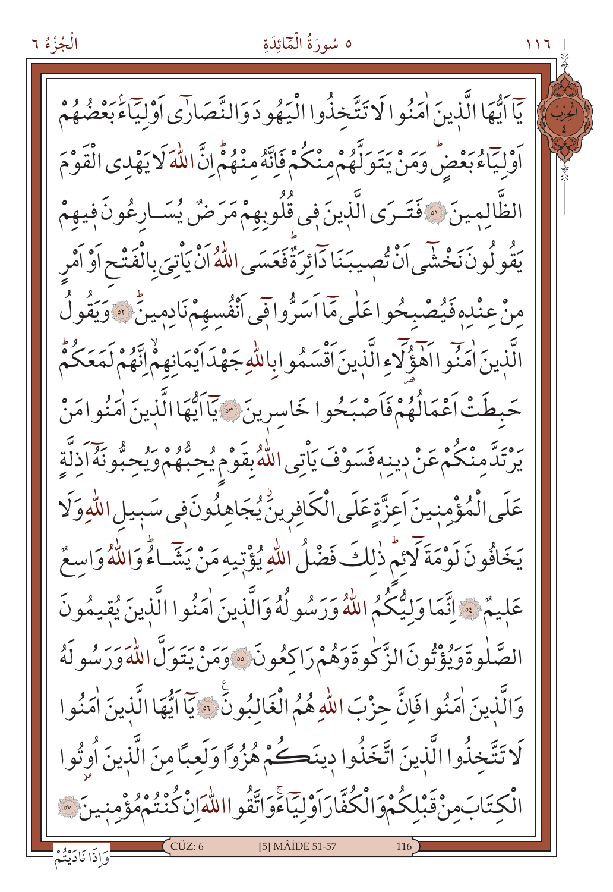يَٓا اَيُّهَا الَّذ۪ينَ اٰمَنُوا لَا تَتَّخِذُوا الْيَهُودَ وَالنَّصَارٰٓى اَوْلِيَٓاءَۢ بَعْضُهُمْ اَوْلِيَٓاءُ بَعْضٍۜ وَمَنْ يَتَوَلَّهُمْ مِنْكُمْ فَاِنَّهُ مِنْهُمْۜ اِنَّ اللّٰهَ لَا يَهْدِي الْقَوْمَ الظَّالِم۪ينَ ﴿٥١﴾ فَتَرَى الَّذ۪ينَ ف۪ي قُلُوبِهِمْ مَرَضٌ يُسَارِعُونَ ف۪يهِمْ يَقُولُونَ نَخْشٰٓى اَنْ تُص۪يبَنَا دَٓائِرَةٌۜ فَعَسَى اللّٰهُ اَنْ يَأْتِيَ بِالْفَتْحِ اَوْ اَمْرٍ مِنْ عِنْدِه۪ فَيُصْبِحُوا عَلٰى مَٓا اَسَرُّوا ف۪ٓي اَنْفُسِهِمْ نَادِم۪ينَۜ ﴿٥٢﴾ وَيَقُولُ الَّذ۪ينَ اٰمَنُٓوا اَهٰٓؤُ۬لَٓاءِ الَّذ۪ينَ اَقْسَمُوا بِاللّٰهِ جَهْدَ اَيْمَانِهِمْۙ اِنَّهُمْ لَمَعَكُمْۜ حَبِطَتْ اَعْمَالُهُمْ فَاَصْبَحُوا خَاسِر۪ينَ ﴿٥٣﴾ يَٓا اَيُّهَا الَّذ۪ينَ اٰمَنُوا مَنْ يَرْتَدَّ مِنْكُمْ عَنْ د۪ينِه۪ فَسَوْفَ يَأْتِي اللّٰهُ بِقَوْمٍ يُحِبُّهُمْ وَيُحِبُّونَهُٓۙ اَذِلَّةٍ عَلَى الْمُؤْمِن۪ينَ اَعِزَّةٍ عَلَى الْكَافِر۪ينَۘ يُجَاهِدُونَ ف۪ي سَب۪يلِ اللّٰهِ وَلَا يَخَافُونَ لَوْمَةَ لَٓائِمٍۜ ذٰلِكَ فَضْلُ اللّٰهِ يُؤْت۪يهِ مَنْ يَشَٓاءُۜ وَاللّٰهُ وَاسِعٌ عَل۪يمٌ ﴿٥٤﴾ اِنَّمَا وَلِيُّكُمُ اللّٰهُ وَرَسُولُهُ وَالَّذ۪ينَ اٰمَنُوا الَّذ۪ينَ يُق۪يمُونَ الصَّلٰوةَ وَيُؤْتُونَ الزَّكٰوةَ وَهُمْ رَاكِعُونَ ﴿٥٥﴾ وَمَنْ يَتَوَلَّ اللّٰهَ وَرَسُولَهُ وَالَّذ۪ينَ اٰمَنُوا فَاِنَّ حِزْبَ اللّٰهِ هُمُ الْغَالِبُونَ۟ ﴿٥٦﴾ يَٓا اَيُّهَا الَّذ۪ينَ اٰمَنُوا لَا تَتَّخِذُوا الَّذ۪ينَ اتَّخَذُوا د۪ينَكُمْ هُزُوًا وَلَعِبًا مِنَ الَّذ۪ينَ اُو۫تُوا الْكِتَابَ مِنْ قَبْلِكُمْ وَالْكُفَّارَ اَوْلِيَٓاءَۚ وَاتَّقُوا اللّٰهَ اِنْ كُنْتُمْ مُؤْمِن۪ينَ ﴿٥٧﴾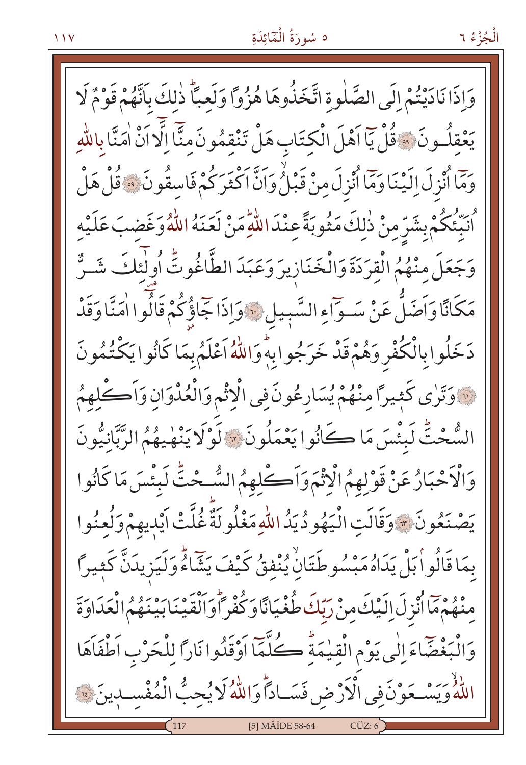وَاِذَا نَادَيْتُمْ اِلَى الصَّلٰوةِ اتَّخَذُوهَا هُزُواً وَلَعِباًۜ ذٰلِكَ بِاَنَّهُمْ قَوْمٌ لَا يَعْقِلُونَ ﴿٥٨﴾ قُلْ يَٓا اَهْلَ الْكِتَابِ هَلْ تَنْقِمُونَ مِنَّٓا اِلَّٓا اَنْ اٰمَنَّا بِاللّٰهِ وَمَٓا اُنْزِلَ اِلَيْنَا وَمَٓا اُنْزِلَ مِنْ قَبْلُۙ وَاَنَّ اَكْثَرَكُمْ فَاسِقُونَ ﴿٥٩﴾ قُلْ هَلْ اُنَبِّئُكُمْ بِشَرٍّ مِنْ ذٰلِكَ مَثُوبَةً عِنْدَ اللّٰهِۜ مَنْ لَعَنَهُ اللّٰهُ وَغَضِبَ عَلَيْهِ وَجَعَلَ مِنْهُمُ الْقِرَدَةَ وَالْخَنَازِيرَ وَعَبَدَ الطَّاغُوتَۜ اُولٰٓئِكَ شَرٌّ مَكَاناً وَاَضَلُّ عَنْ سَوَٓاءِ السَّبِيلِ ﴿٦٠﴾ وَاِذَا جَٓاؤُ۫كُمْ قَالُٓوا اٰمَنَّا وَقَدْ دَخَلُوا بِالْكُفْرِ وَهُمْ قَدْ خَرَجُوا بِهٖۜ وَاللّٰهُ اَعْلَمُ بِمَا كَانُوا يَكْتُمُونَ ﴿٦١﴾ وَتَرٰى كَث۪يراً مِنْهُمْ يُسَارِعُونَ فِي الْاِثْمِ وَالْعُدْوَانِ وَاَكْلِهِمُ السُّحْتَۜ لَبِئْسَ مَا كَانُوا يَعْمَلُونَ ﴿٦٢﴾ لَوْلَا يَنْهٰيهُمُ الرَّبَّانِيُّونَ وَالْاَحْبَارُ عَنْ قَوْلِهِمُ الْاِثْمَ وَاَكْلِهِمُ السُّحْتَۜ لَبِئْسَ مَا كَانُوا يَصْنَعُونَ ﴿٦٣﴾ وَقَالَتِ الْيَهُودُ يَدُ اللّٰهِ مَغْلُولَةٌۜ غُلَّتْ اَيْد۪يهِمْ وَلُعِنُوا بِمَا قَالُواۢ بَلْ يَدَاهُ مَبْسُوطَتَانِۙ يُنْفِقُ كَيْفَ يَشَٓاءُۜ وَلَيَز۪يدَنَّ كَث۪يراً مِنْهُمْ مَٓا اُنْزِلَ اِلَيْكَ مِنْ رَبِّكَ طُغْيَاناً وَكُفْراًۜ وَاَلْقَيْنَا بَيْنَهُمُ الْعَدَاوَةَ وَالْبَغْضَٓاءَ اِلٰى يَوْمِ الْقِيٰمَةِۜ كُلَّمَٓا اَوْقَدُوا نَاراً لِلْحَرْبِ اَطْفَاَهَا اللّٰهُۙ وَيَسْعَوْنَ فِي الْاَرْضِ فَسَاداًۜ وَاللّٰهُ لَا يُحِبُّ الْمُفْسِد۪ينَ ﴿٦٤﴾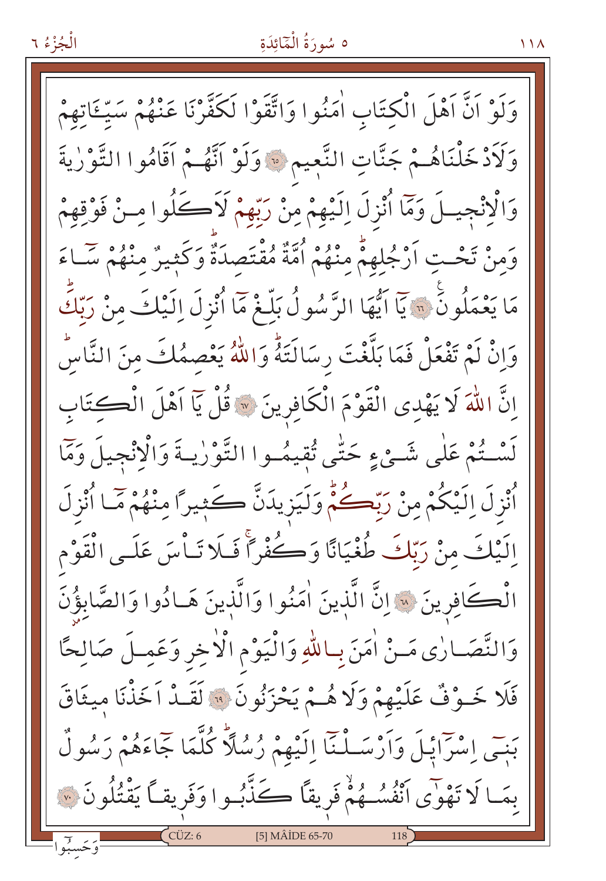وَلَوْ اَنَّ اَهْلَ الْكِتَابِ اٰمَنُوا وَاتَّقَوْا لَكَفَّرْنَا عَنْهُمْ سَيِّـَٔاتِهِمْ وَلَاَدْخَلْنَاهُمْ جَنَّاتِ النَّعِيمِ ﴿٦٥﴾ وَلَوْ اَنَّهُمْ اَقَامُوا التَّوْرٰيةَ وَالْاِنْجِيلَ وَمَٓا اُنْزِلَ اِلَيْهِمْ مِنْ رَبِّهِمْ لَاَكَلُوا مِنْ فَوْقِهِمْ وَمِنْ تَحْتِ اَرْجُلِهِمْۜ مِنْهُمْ اُمَّةٌ مُقْتَصِدَةٌۜ وَكَثِيرٌ مِنْهُمْ سَٓاءَ مَا يَعْمَلُونَ ﴿٦٦﴾ يَٓا اَيُّهَا الرَّسُولُ بَلِّغْ مَٓا اُنْزِلَ اِلَيْكَ مِنْ رَبِّكَۜ وَاِنْ لَمْ تَفْعَلْ فَمَا بَلَّغْتَ رِسَالَتَهُۜ وَاللّٰهُ يَعْصِمُكَ مِنَ النَّاسِۜ اِنَّ اللّٰهَ لَا يَهْدِى الْقَوْمَ الْكَافِرِينَ ﴿٦٧﴾ قُلْ يَٓا اَهْلَ الْكِتَابِ لَسْتُمْ عَلٰى شَيْءٍ حَتّٰى تُقِيمُوا التَّوْرٰيةَ وَالْاِنْجِيلَ وَمَٓا اُنْزِلَ اِلَيْكُمْ مِنْ رَبِّكُمْۜ وَلَيَزِيدَنَّ كَثِيرًا مِنْهُمْ مَٓا اُنْزِلَ اِلَيْكَ مِنْ رَبِّكَ طُغْيَانًا وَكُفْرًاۚ فَلَا تَاْسَ عَلَى الْقَوْمِ الْكَافِرِينَ ﴿٦٨﴾ اِنَّ الَّذِينَ اٰمَنُوا وَالَّذِينَ هَادُوا وَالصَّابِؤُنَ وَالنَّصَارٰى مَنْ اٰمَنَ بِاللّٰهِ وَالْيَوْمِ الْاٰخِرِ وَعَمِلَ صَالِحًا فَلَا خَوْفٌ عَلَيْهِمْ وَلَا هُمْ يَحْزَنُونَ ﴿٦٩﴾ لَقَدْ اَخَذْنَا مِيثَاقَ بَنٖٓي اِسْرَٓائِلَ وَاَرْسَلْنَٓا اِلَيْهِمْ رُسُلًاۜ كُلَّمَا جَٓاءَهُمْ رَسُولٌ بِمَا لَا تَهْوٰٓى اَنْفُسُهُمْۙ فَرِيقًا كَذَّبُوا وَفَرِيقًا يَقْتُلُونَ ﴿٧٠﴾

وَحَسِبُٓوا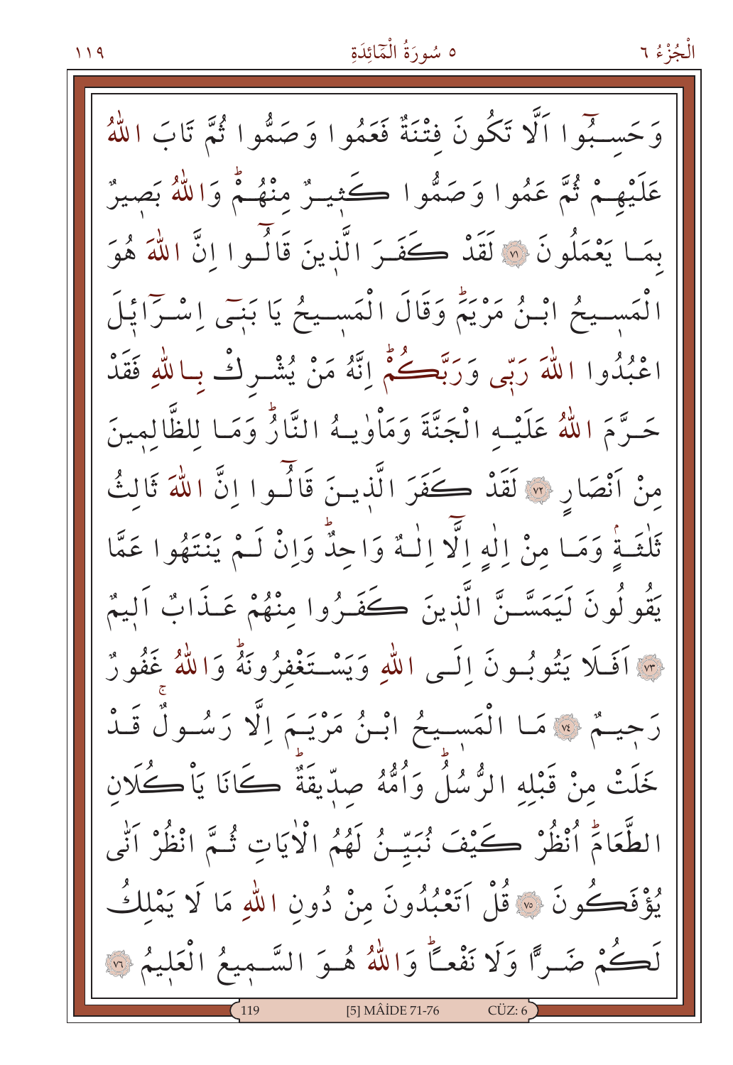وَحَسِبُٓوا اَلَّا تَكُونَ فِتْنَةٌ فَعَمُوا وَصَمُّوا ثُمَّ تَابَ اللّٰهُ عَلَيْهِمْ ثُمَّ عَمُوا وَصَمُّوا كَث۪يرٌ مِنْهُمْۜ وَاللّٰهُ بَص۪يرٌ بِمَا يَعْمَلُونَ ﴿٧١﴾ لَقَدْ كَفَرَ الَّذ۪ينَ قَالُٓوا اِنَّ اللّٰهَ هُوَ الْمَس۪يحُ ابْنُ مَرْيَمَۜ وَقَالَ الْمَس۪يحُ يَا بَن۪ٓي اِسْرَٓائ۪يلَ اعْبُدُوا اللّٰهَ رَبّ۪ي وَرَبَّكُمْۜ اِنَّهُ مَنْ يُشْرِكْ بِاللّٰهِ فَقَدْ حَرَّمَ اللّٰهُ عَلَيْهِ الْجَنَّةَ وَمَاْوٰيهُ النَّارُۜ وَمَا لِلظَّالِم۪ينَ مِنْ اَنْصَارٍ ﴿٧٢﴾ لَقَدْ كَفَرَ الَّذ۪ينَ قَالُٓوا اِنَّ اللّٰهَ ثَالِثُ ثَلٰثَةٍۢ وَمَا مِنْ اِلٰهٍ اِلَّٓا اِلٰهٌ وَاحِدٌۜ وَاِنْ لَمْ يَنْتَهُوا عَمَّا يَقُولُونَ لَيَمَسَّنَّ الَّذ۪ينَ كَفَرُوا مِنْهُمْ عَذَابٌ اَل۪يمٌ ﴿٧٣﴾ اَفَلَا يَتُوبُونَ اِلَى اللّٰهِ وَيَسْتَغْفِرُونَهُۜ وَاللّٰهُ غَفُورٌ رَح۪يمٌ ﴿٧٤﴾ مَا الْمَس۪يحُ ابْنُ مَرْيَمَ اِلَّا رَسُولٌۚ قَدْ خَلَتْ مِنْ قَبْلِهِ الرُّسُلُۜ وَاُمُّهُ صِدّ۪يقَةٌۜ كَانَا يَاْكُلَانِ الطَّعَامَۜ اُنْظُرْ كَيْفَ نُبَيِّنُ لَهُمُ الْاٰيَاتِ ثُمَّ انْظُرْ اَنّٰى يُؤْفَكُونَ ﴿٧٥﴾ قُلْ اَتَعْبُدُونَ مِنْ دُونِ اللّٰهِ مَا لَا يَمْلِكُ لَكُمْ ضَرًّا وَلَا نَفْعًاۜ وَاللّٰهُ هُوَ السَّم۪يعُ الْعَل۪يمُ ﴿٧٦﴾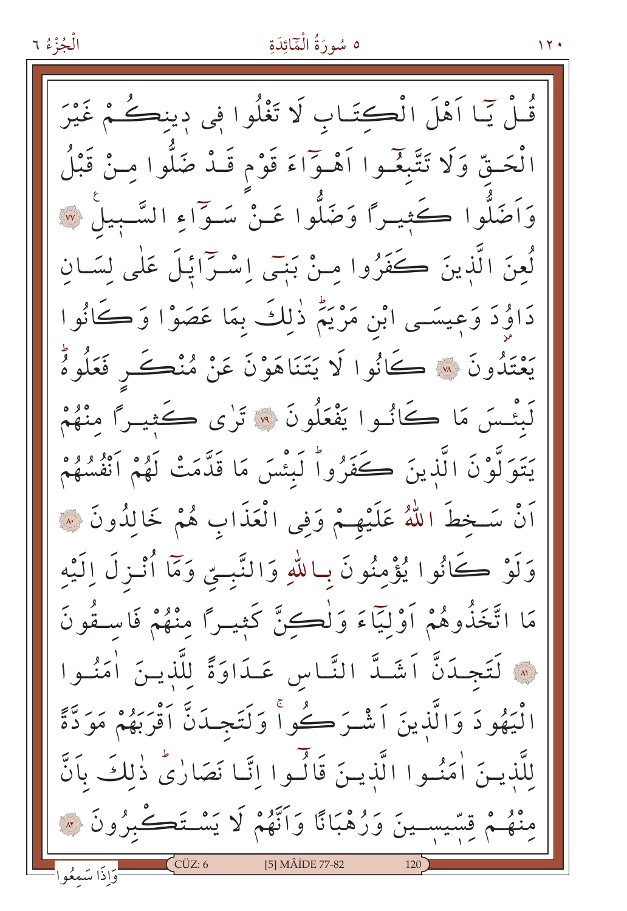قُلْ يَٓا اَهْلَ الْكِتَابِ لَا تَغْلُوا ف۪ي د۪ينِكُمْ غَيْرَ الْحَقِّ وَلَا تَتَّبِعُٓوا اَهْوَٓاءَ قَوْمٍ قَدْ ضَلُّوا مِنْ قَبْلُ وَاَضَلُّوا كَث۪يراً وَضَلُّوا عَنْ سَوَٓاءِ السَّب۪يلِ ﴿٧٧﴾ لُعِنَ الَّذ۪ينَ كَفَرُوا مِنْ بَن۪ٓي اِسْرَٓائ۪لَ عَلٰى لِسَانِ دَاوُ۫دَ وَع۪يسَى ابْنِ مَرْيَمَۜ ذٰلِكَ بِمَا عَصَوْا وَكَانُوا يَعْتَدُونَ ﴿٧٨﴾ كَانُوا لَا يَتَنَاهَوْنَ عَنْ مُنْكَرٍ فَعَلُوهُۜ لَبِئْسَ مَا كَانُوا يَفْعَلُونَ ﴿٧٩﴾ تَرٰى كَث۪يراً مِنْهُمْ يَتَوَلَّوْنَ الَّذ۪ينَ كَفَرُواۜ لَبِئْسَ مَا قَدَّمَتْ لَهُمْ اَنْفُسُهُمْ اَنْ سَخِطَ اللّٰهُ عَلَيْهِمْ وَفِي الْعَذَابِ هُمْ خَالِدُونَ ﴿٨٠﴾ وَلَوْ كَانُوا يُؤْمِنُونَ بِاللّٰهِ وَالنَّبِيِّ وَمَٓا اُنْزِلَ اِلَيْهِ مَا اتَّخَذُوهُمْ اَوْلِيَٓاءَ وَلٰكِنَّ كَث۪يراً مِنْهُمْ فَاسِقُونَ ﴿٨١﴾ لَتَجِدَنَّ اَشَدَّ النَّاسِ عَدَاوَةً لِلَّذ۪ينَ اٰمَنُوا الْيَهُودَ وَالَّذ۪ينَ اَشْرَكُواۚ وَلَتَجِدَنَّ اَقْرَبَهُمْ مَوَدَّةً لِلَّذ۪ينَ اٰمَنُوا الَّذ۪ينَ قَالُٓوا اِنَّا نَصَارٰىۜ ذٰلِكَ بِاَنَّ مِنْهُمْ قِسّ۪يس۪ينَ وَرُهْبَاناً وَاَنَّهُمْ لَا يَسْتَكْبِرُونَ ﴿٨٢﴾